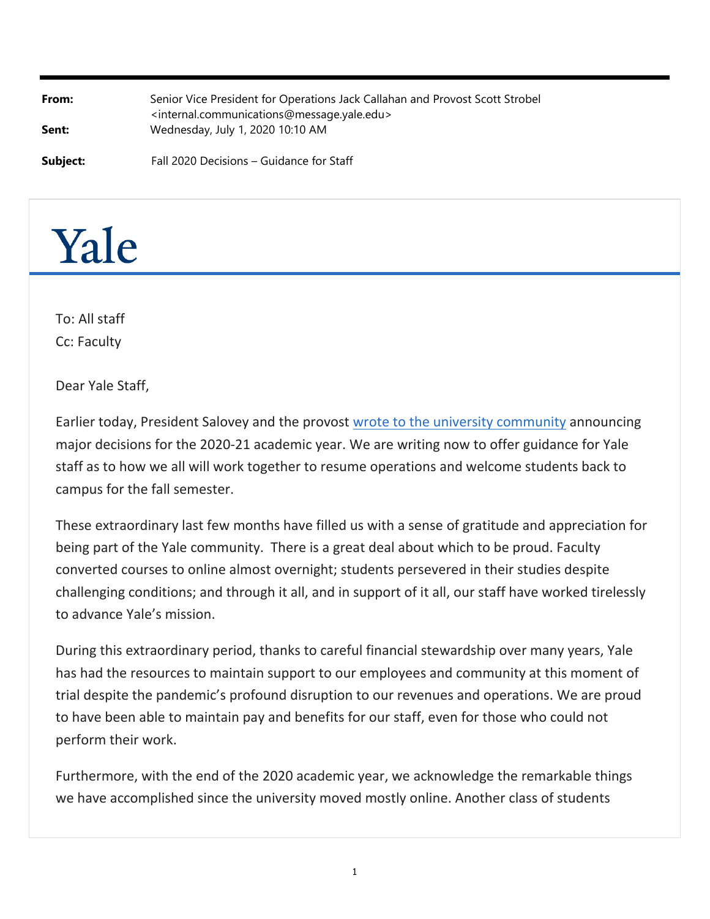**From:** Senior Vice President for Operations Jack Callahan and Provost Scott Strobel <internal.communications@message.yale.edu>
**Sent:** Wednesday, July 1, 2020 10:10 AM
**Subject:** Fall 2020 Decisions – Guidance for Staff

# Yale

To: All staff
Cc: Faculty

Dear Yale Staff,

Earlier today, President Salovey and the provost wrote to the university community announcing major decisions for the 2020-21 academic year. We are writing now to offer guidance for Yale staff as to how we all will work together to resume operations and welcome students back to campus for the fall semester.

These extraordinary last few months have filled us with a sense of gratitude and appreciation for being part of the Yale community. There is a great deal about which to be proud. Faculty converted courses to online almost overnight; students persevered in their studies despite challenging conditions; and through it all, and in support of it all, our staff have worked tirelessly to advance Yale's mission.

During this extraordinary period, thanks to careful financial stewardship over many years, Yale has had the resources to maintain support to our employees and community at this moment of trial despite the pandemic's profound disruption to our revenues and operations. We are proud to have been able to maintain pay and benefits for our staff, even for those who could not perform their work.

Furthermore, with the end of the 2020 academic year, we acknowledge the remarkable things we have accomplished since the university moved mostly online. Another class of students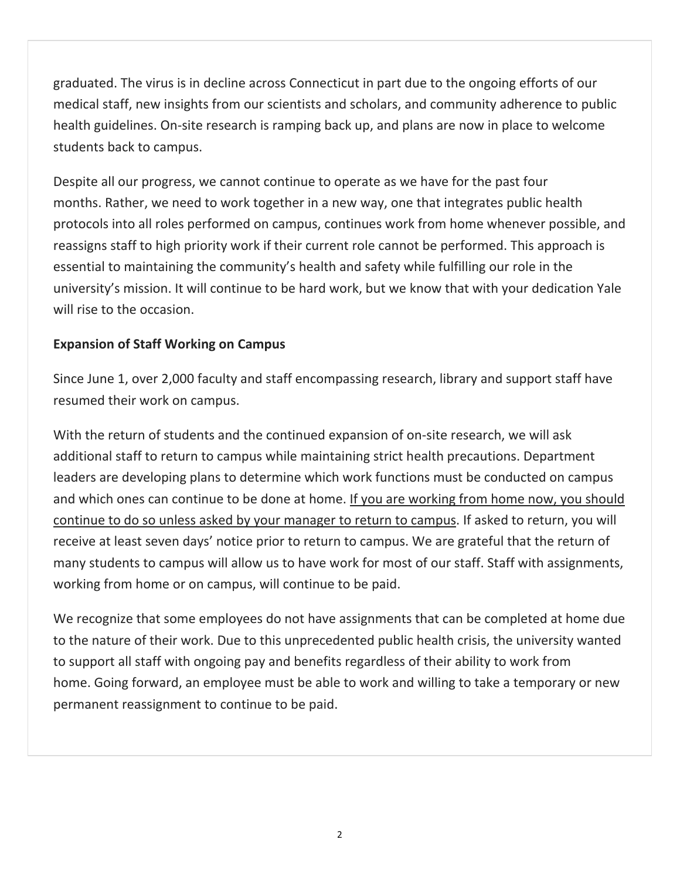graduated. The virus is in decline across Connecticut in part due to the ongoing efforts of our medical staff, new insights from our scientists and scholars, and community adherence to public health guidelines. On-site research is ramping back up, and plans are now in place to welcome students back to campus.

Despite all our progress, we cannot continue to operate as we have for the past four months. Rather, we need to work together in a new way, one that integrates public health protocols into all roles performed on campus, continues work from home whenever possible, and reassigns staff to high priority work if their current role cannot be performed. This approach is essential to maintaining the community's health and safety while fulfilling our role in the university's mission. It will continue to be hard work, but we know that with your dedication Yale will rise to the occasion.

**Expansion of Staff Working on Campus**

Since June 1, over 2,000 faculty and staff encompassing research, library and support staff have resumed their work on campus.

With the return of students and the continued expansion of on-site research, we will ask additional staff to return to campus while maintaining strict health precautions. Department leaders are developing plans to determine which work functions must be conducted on campus and which ones can continue to be done at home. <u>If you are working from home now, you should continue to do so unless asked by your manager to return to campus</u>. If asked to return, you will receive at least seven days' notice prior to return to campus. We are grateful that the return of many students to campus will allow us to have work for most of our staff. Staff with assignments, working from home or on campus, will continue to be paid.

We recognize that some employees do not have assignments that can be completed at home due to the nature of their work. Due to this unprecedented public health crisis, the university wanted to support all staff with ongoing pay and benefits regardless of their ability to work from home. Going forward, an employee must be able to work and willing to take a temporary or new permanent reassignment to continue to be paid.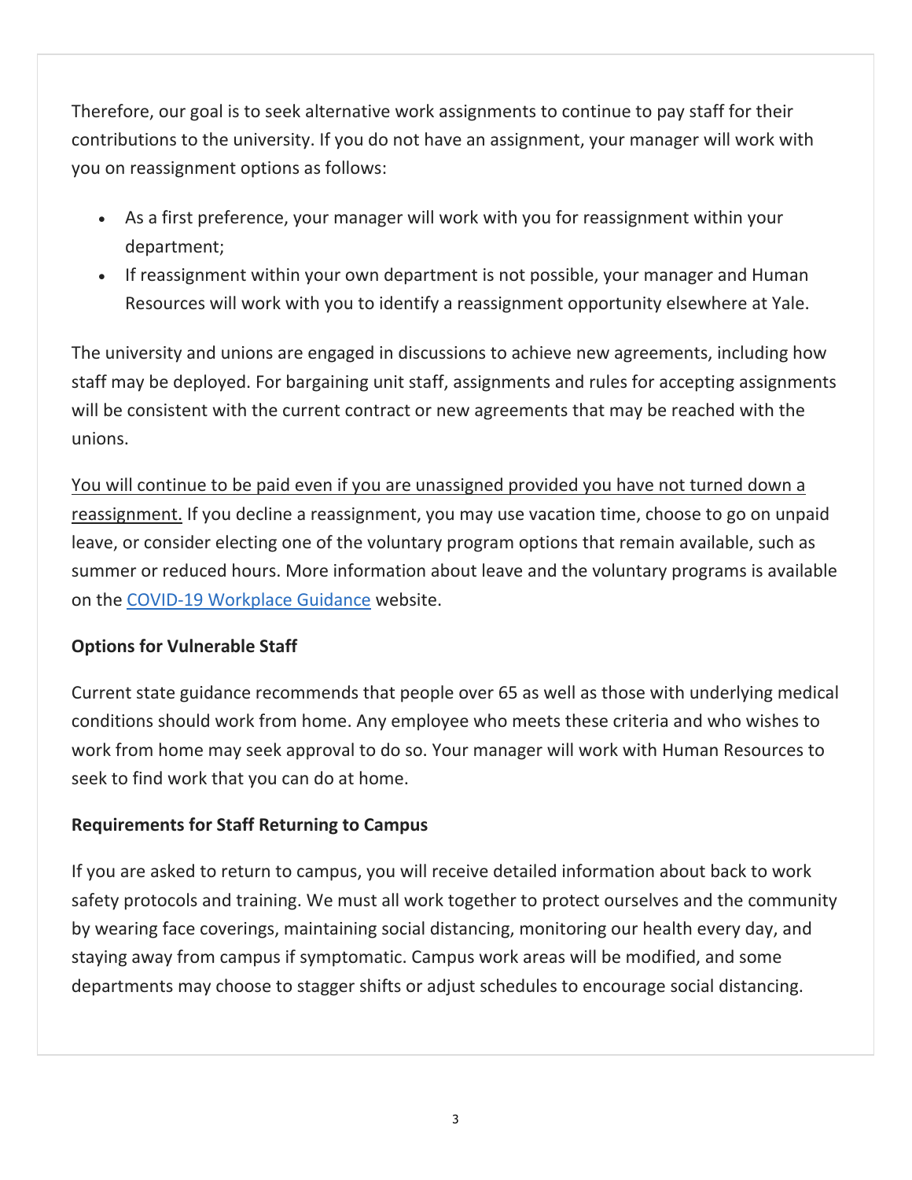Therefore, our goal is to seek alternative work assignments to continue to pay staff for their contributions to the university. If you do not have an assignment, your manager will work with you on reassignment options as follows:

- As a first preference, your manager will work with you for reassignment within your department;
- If reassignment within your own department is not possible, your manager and Human Resources will work with you to identify a reassignment opportunity elsewhere at Yale.

The university and unions are engaged in discussions to achieve new agreements, including how staff may be deployed. For bargaining unit staff, assignments and rules for accepting assignments will be consistent with the current contract or new agreements that may be reached with the unions.

<u>You will continue to be paid even if you are unassigned provided you have not turned down a reassignment.</u> If you decline a reassignment, you may use vacation time, choose to go on unpaid leave, or consider electing one of the voluntary program options that remain available, such as summer or reduced hours. More information about leave and the voluntary programs is available on the [COVID-19 Workplace Guidance]() website.

**Options for Vulnerable Staff**

Current state guidance recommends that people over 65 as well as those with underlying medical conditions should work from home. Any employee who meets these criteria and who wishes to work from home may seek approval to do so. Your manager will work with Human Resources to seek to find work that you can do at home.

**Requirements for Staff Returning to Campus**

If you are asked to return to campus, you will receive detailed information about back to work safety protocols and training. We must all work together to protect ourselves and the community by wearing face coverings, maintaining social distancing, monitoring our health every day, and staying away from campus if symptomatic. Campus work areas will be modified, and some departments may choose to stagger shifts or adjust schedules to encourage social distancing.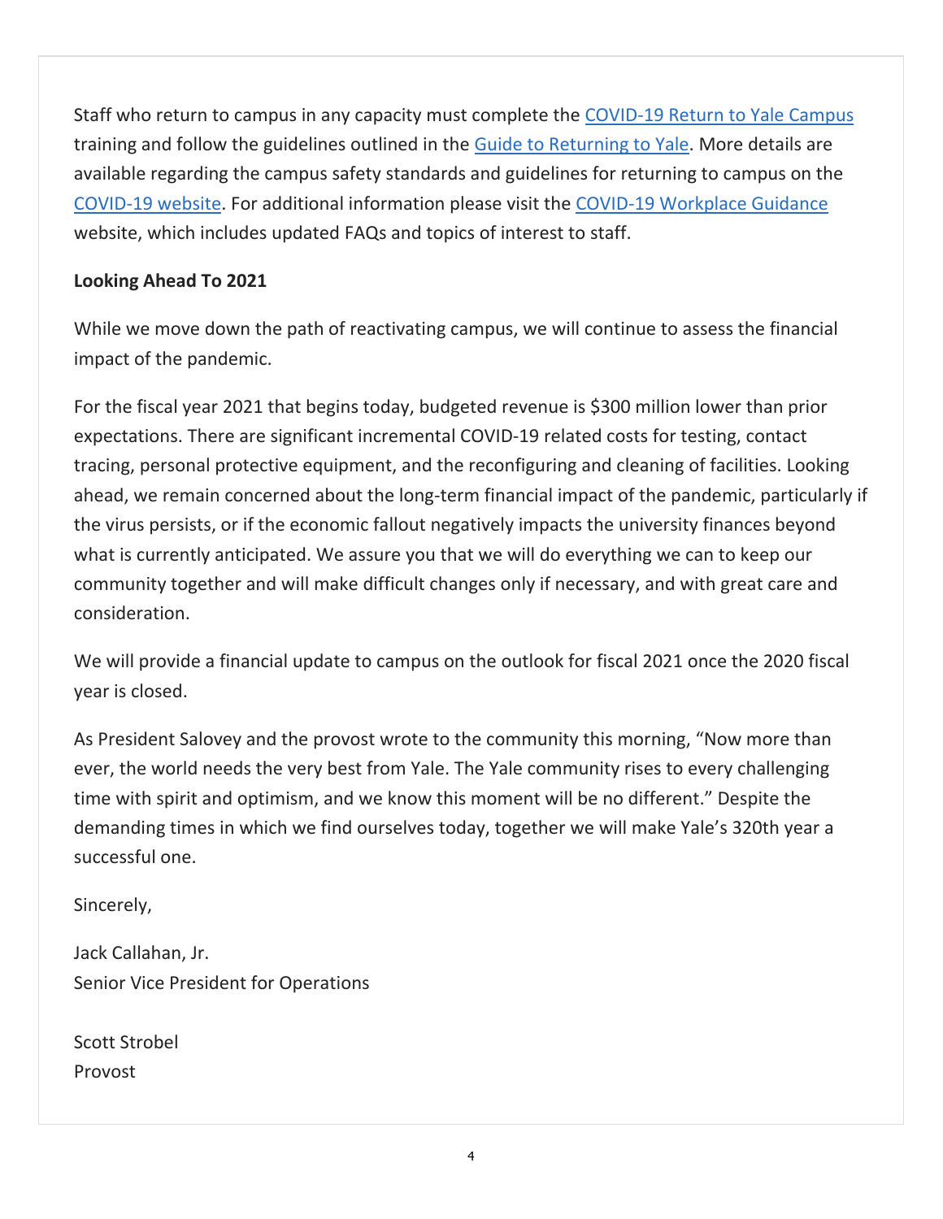Staff who return to campus in any capacity must complete the COVID-19 Return to Yale Campus training and follow the guidelines outlined in the Guide to Returning to Yale. More details are available regarding the campus safety standards and guidelines for returning to campus on the COVID-19 website. For additional information please visit the COVID-19 Workplace Guidance website, which includes updated FAQs and topics of interest to staff.

**Looking Ahead To 2021**

While we move down the path of reactivating campus, we will continue to assess the financial impact of the pandemic.

For the fiscal year 2021 that begins today, budgeted revenue is $300 million lower than prior expectations. There are significant incremental COVID-19 related costs for testing, contact tracing, personal protective equipment, and the reconfiguring and cleaning of facilities. Looking ahead, we remain concerned about the long-term financial impact of the pandemic, particularly if the virus persists, or if the economic fallout negatively impacts the university finances beyond what is currently anticipated. We assure you that we will do everything we can to keep our community together and will make difficult changes only if necessary, and with great care and consideration.

We will provide a financial update to campus on the outlook for fiscal 2021 once the 2020 fiscal year is closed.

As President Salovey and the provost wrote to the community this morning, "Now more than ever, the world needs the very best from Yale. The Yale community rises to every challenging time with spirit and optimism, and we know this moment will be no different." Despite the demanding times in which we find ourselves today, together we will make Yale's 320th year a successful one.

Sincerely,

Jack Callahan, Jr.
Senior Vice President for Operations

Scott Strobel
Provost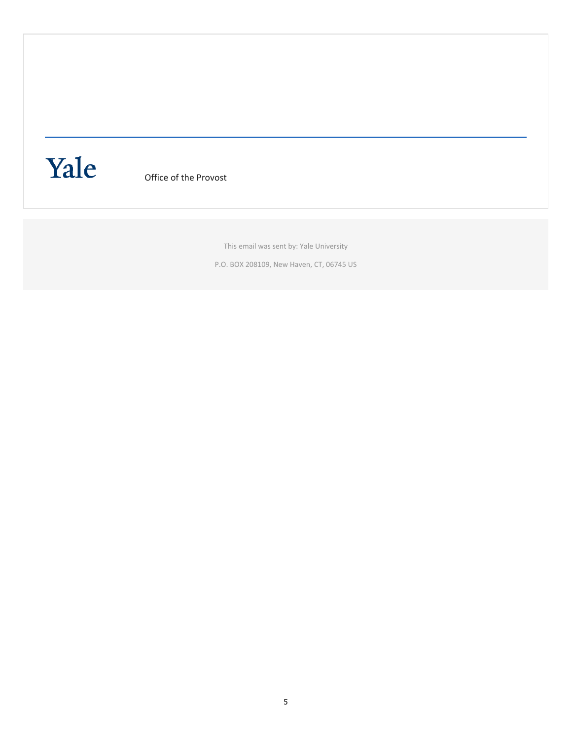Yale

Office of the Provost

This email was sent by: Yale University

P.O. BOX 208109, New Haven, CT, 06745 US